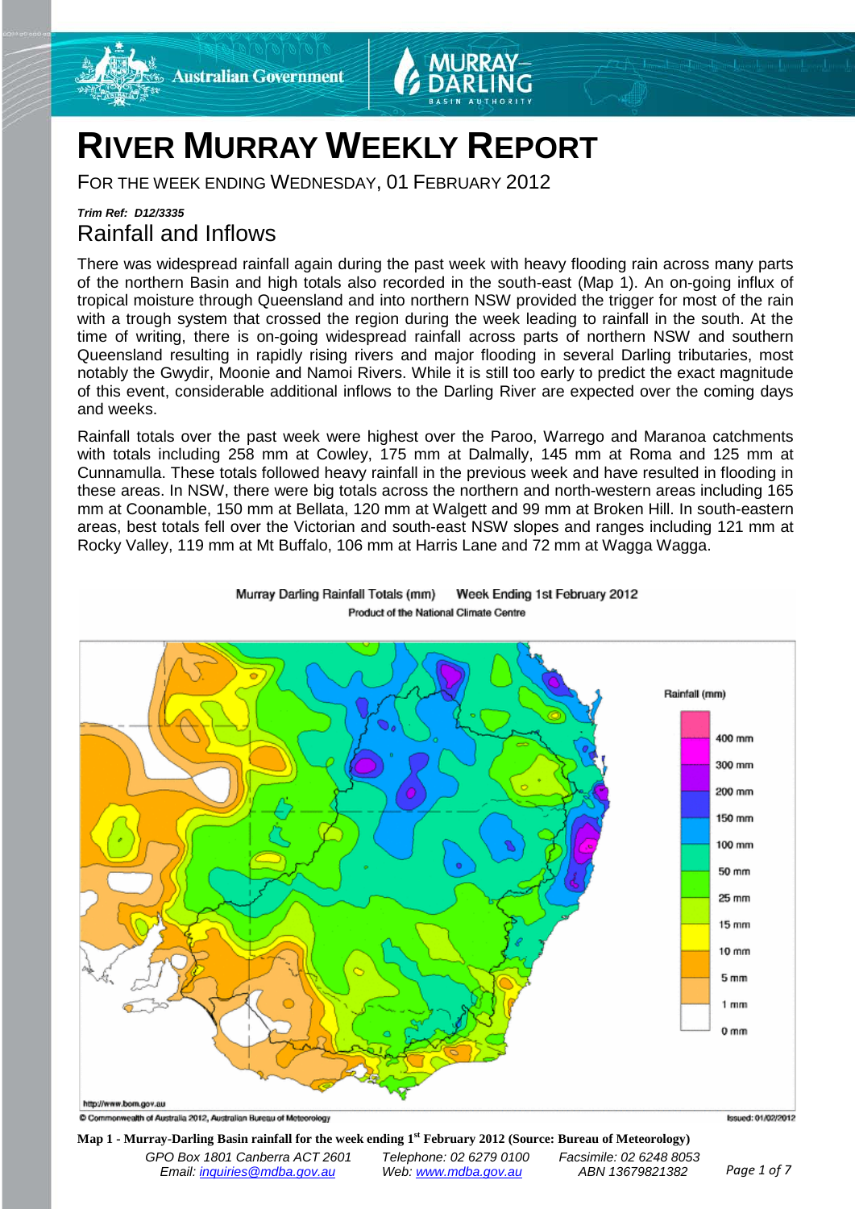# RIVER MURRAY WEEKLY REPORT

FOR THE WEEK ENDING WEDNESDAY, 01 FEBRUARY 2012

***Trim Ref: D12/3335***

## Rainfall and Inflows

There was widespread rainfall again during the past week with heavy flooding rain across many parts of the northern Basin and high totals also recorded in the south-east (Map 1). An on-going influx of tropical moisture through Queensland and into northern NSW provided the trigger for most of the rain with a trough system that crossed the region during the week leading to rainfall in the south. At the time of writing, there is on-going widespread rainfall across parts of northern NSW and southern Queensland resulting in rapidly rising rivers and major flooding in several Darling tributaries, most notably the Gwydir, Moonie and Namoi Rivers. While it is still too early to predict the exact magnitude of this event, considerable additional inflows to the Darling River are expected over the coming days and weeks.

Rainfall totals over the past week were highest over the Paroo, Warrego and Maranoa catchments with totals including 258 mm at Cowley, 175 mm at Dalmally, 145 mm at Roma and 125 mm at Cunnamulla. These totals followed heavy rainfall in the previous week and have resulted in flooding in these areas. In NSW, there were big totals across the northern and north-western areas including 165 mm at Coonamble, 150 mm at Bellata, 120 mm at Walgett and 99 mm at Broken Hill. In south-eastern areas, best totals fell over the Victorian and south-east NSW slopes and ranges including 121 mm at Rocky Valley, 119 mm at Mt Buffalo, 106 mm at Harris Lane and 72 mm at Wagga Wagga.

**Map 1 - Murray-Darling Basin rainfall for the week ending 1st February 2012 (Source: Bureau of Meteorology)**

GPO Box 1801 Canberra ACT 2601 · Telephone: 02 6279 0100 · Facsimile: 02 6248 8053
Email: inquiries@mdba.gov.au · Web: www.mdba.gov.au · ABN 13679821382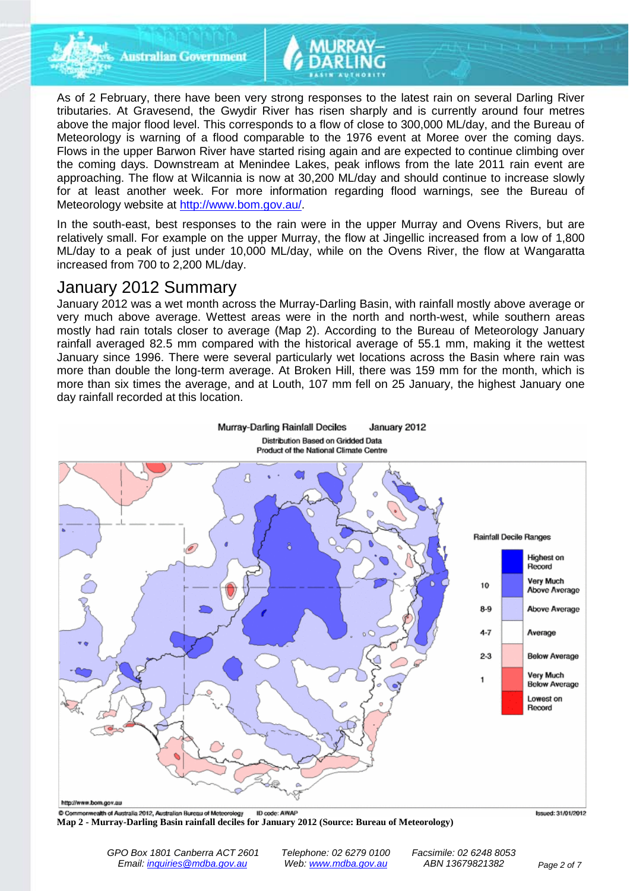As of 2 February, there have been very strong responses to the latest rain on several Darling River tributaries. At Gravesend, the Gwydir River has risen sharply and is currently around four metres above the major flood level. This corresponds to a flow of close to 300,000 ML/day, and the Bureau of Meteorology is warning of a flood comparable to the 1976 event at Moree over the coming days. Flows in the upper Barwon River have started rising again and are expected to continue climbing over the coming days. Downstream at Menindee Lakes, peak inflows from the late 2011 rain event are approaching. The flow at Wilcannia is now at 30,200 ML/day and should continue to increase slowly for at least another week. For more information regarding flood warnings, see the Bureau of Meteorology website at http://www.bom.gov.au/.

In the south-east, best responses to the rain were in the upper Murray and Ovens Rivers, but are relatively small. For example on the upper Murray, the flow at Jingellic increased from a low of 1,800 ML/day to a peak of just under 10,000 ML/day, while on the Ovens River, the flow at Wangaratta increased from 700 to 2,200 ML/day.

## January 2012 Summary

January 2012 was a wet month across the Murray-Darling Basin, with rainfall mostly above average or very much above average. Wettest areas were in the north and north-west, while southern areas mostly had rain totals closer to average (Map 2). According to the Bureau of Meteorology January rainfall averaged 82.5 mm compared with the historical average of 55.1 mm, making it the wettest January since 1996. There were several particularly wet locations across the Basin where rain was more than double the long-term average. At Broken Hill, there was 159 mm for the month, which is more than six times the average, and at Louth, 107 mm fell on 25 January, the highest January one day rainfall recorded at this location.

Murray-Darling Rainfall Deciles January 2012
Distribution Based on Gridded Data
Product of the National Climate Centre

| Rainfall Decile Ranges | |
|---|---|
| | Highest on Record |
| 10 | Very Much Above Average |
| 8-9 | Above Average |
| 4-7 | Average |
| 2-3 | Below Average |
| 1 | Very Much Below Average |
| | Lowest on Record |

http://www.bom.gov.au
© Commonwealth of Australia 2012, Australian Bureau of Meteorology ID code: AWAP Issued: 31/01/2012

**Map 2 - Murray-Darling Basin rainfall deciles for January 2012 (Source: Bureau of Meteorology)**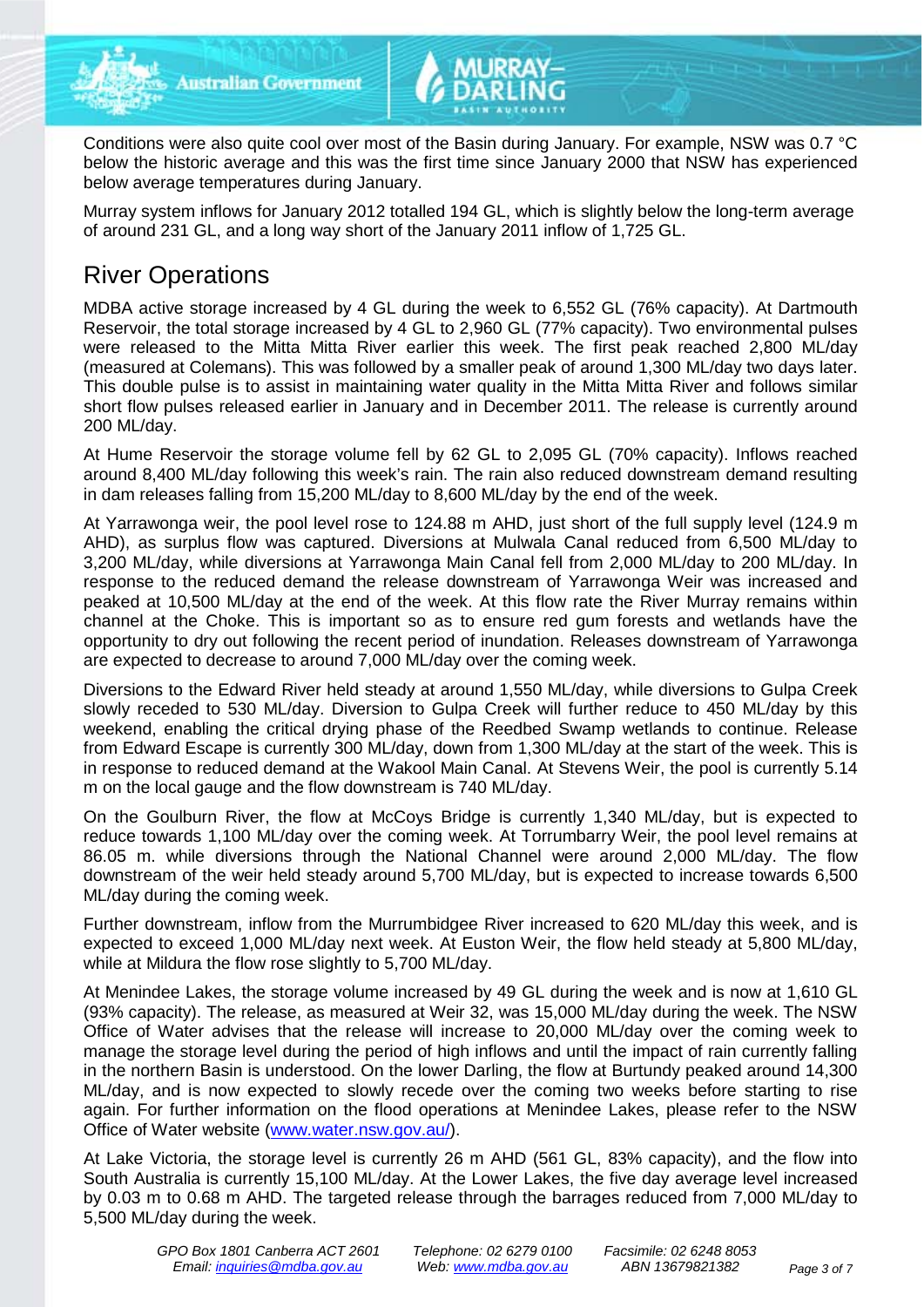Conditions were also quite cool over most of the Basin during January. For example, NSW was 0.7 °C below the historic average and this was the first time since January 2000 that NSW has experienced below average temperatures during January.

Murray system inflows for January 2012 totalled 194 GL, which is slightly below the long-term average of around 231 GL, and a long way short of the January 2011 inflow of 1,725 GL.

## River Operations

MDBA active storage increased by 4 GL during the week to 6,552 GL (76% capacity). At Dartmouth Reservoir, the total storage increased by 4 GL to 2,960 GL (77% capacity). Two environmental pulses were released to the Mitta Mitta River earlier this week. The first peak reached 2,800 ML/day (measured at Colemans). This was followed by a smaller peak of around 1,300 ML/day two days later. This double pulse is to assist in maintaining water quality in the Mitta Mitta River and follows similar short flow pulses released earlier in January and in December 2011. The release is currently around 200 ML/day.

At Hume Reservoir the storage volume fell by 62 GL to 2,095 GL (70% capacity). Inflows reached around 8,400 ML/day following this week's rain. The rain also reduced downstream demand resulting in dam releases falling from 15,200 ML/day to 8,600 ML/day by the end of the week.

At Yarrawonga weir, the pool level rose to 124.88 m AHD, just short of the full supply level (124.9 m AHD), as surplus flow was captured. Diversions at Mulwala Canal reduced from 6,500 ML/day to 3,200 ML/day, while diversions at Yarrawonga Main Canal fell from 2,000 ML/day to 200 ML/day. In response to the reduced demand the release downstream of Yarrawonga Weir was increased and peaked at 10,500 ML/day at the end of the week. At this flow rate the River Murray remains within channel at the Choke. This is important so as to ensure red gum forests and wetlands have the opportunity to dry out following the recent period of inundation. Releases downstream of Yarrawonga are expected to decrease to around 7,000 ML/day over the coming week.

Diversions to the Edward River held steady at around 1,550 ML/day, while diversions to Gulpa Creek slowly receded to 530 ML/day. Diversion to Gulpa Creek will further reduce to 450 ML/day by this weekend, enabling the critical drying phase of the Reedbed Swamp wetlands to continue. Release from Edward Escape is currently 300 ML/day, down from 1,300 ML/day at the start of the week. This is in response to reduced demand at the Wakool Main Canal. At Stevens Weir, the pool is currently 5.14 m on the local gauge and the flow downstream is 740 ML/day.

On the Goulburn River, the flow at McCoys Bridge is currently 1,340 ML/day, but is expected to reduce towards 1,100 ML/day over the coming week. At Torrumbarry Weir, the pool level remains at 86.05 m. while diversions through the National Channel were around 2,000 ML/day. The flow downstream of the weir held steady around 5,700 ML/day, but is expected to increase towards 6,500 ML/day during the coming week.

Further downstream, inflow from the Murrumbidgee River increased to 620 ML/day this week, and is expected to exceed 1,000 ML/day next week. At Euston Weir, the flow held steady at 5,800 ML/day, while at Mildura the flow rose slightly to 5,700 ML/day.

At Menindee Lakes, the storage volume increased by 49 GL during the week and is now at 1,610 GL (93% capacity). The release, as measured at Weir 32, was 15,000 ML/day during the week. The NSW Office of Water advises that the release will increase to 20,000 ML/day over the coming week to manage the storage level during the period of high inflows and until the impact of rain currently falling in the northern Basin is understood. On the lower Darling, the flow at Burtundy peaked around 14,300 ML/day, and is now expected to slowly recede over the coming two weeks before starting to rise again. For further information on the flood operations at Menindee Lakes, please refer to the NSW Office of Water website (www.water.nsw.gov.au/).

At Lake Victoria, the storage level is currently 26 m AHD (561 GL, 83% capacity), and the flow into South Australia is currently 15,100 ML/day. At the Lower Lakes, the five day average level increased by 0.03 m to 0.68 m AHD. The targeted release through the barrages reduced from 7,000 ML/day to 5,500 ML/day during the week.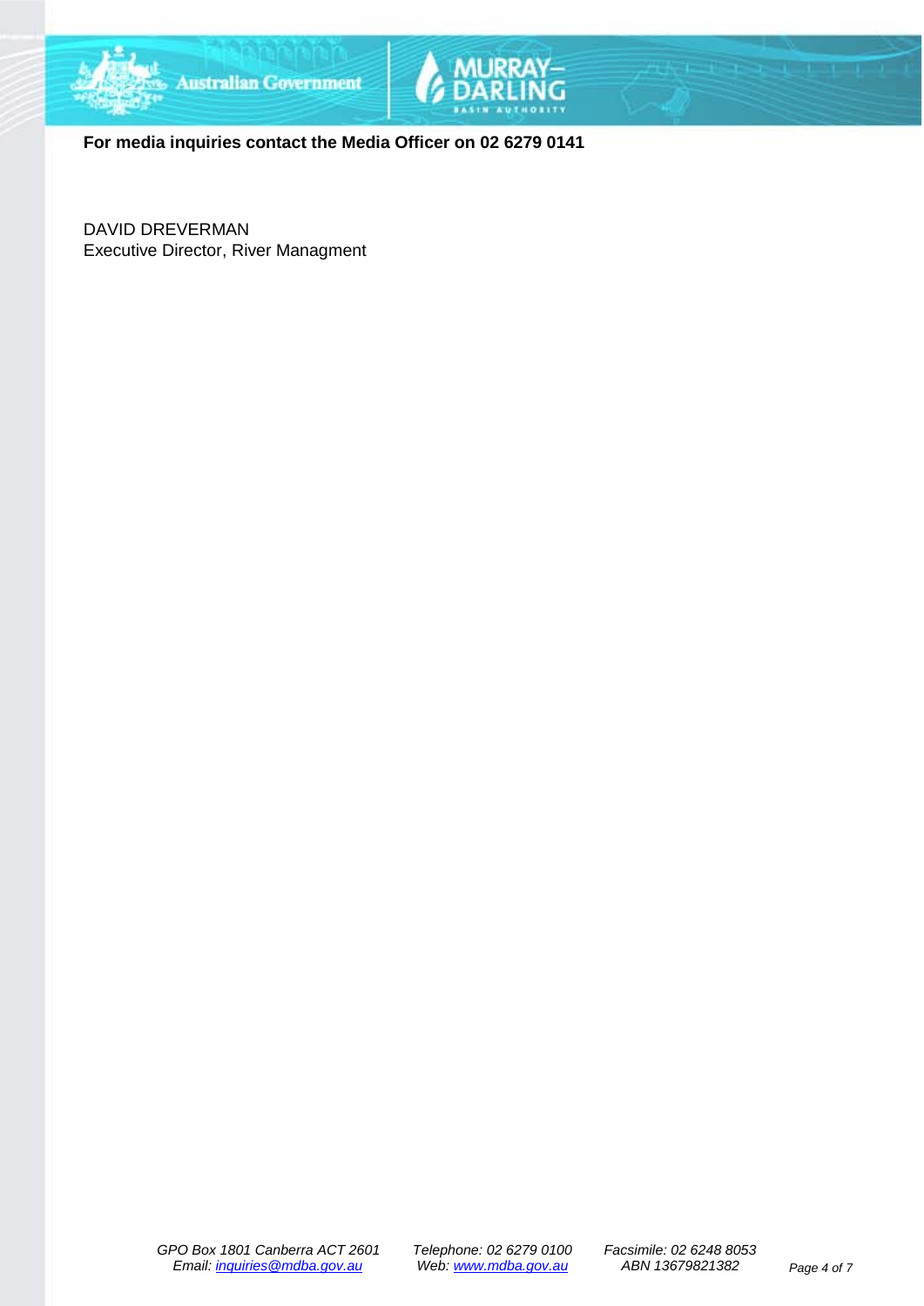**For media inquiries contact the Media Officer on 02 6279 0141**

DAVID DREVERMAN
Executive Director, River Managment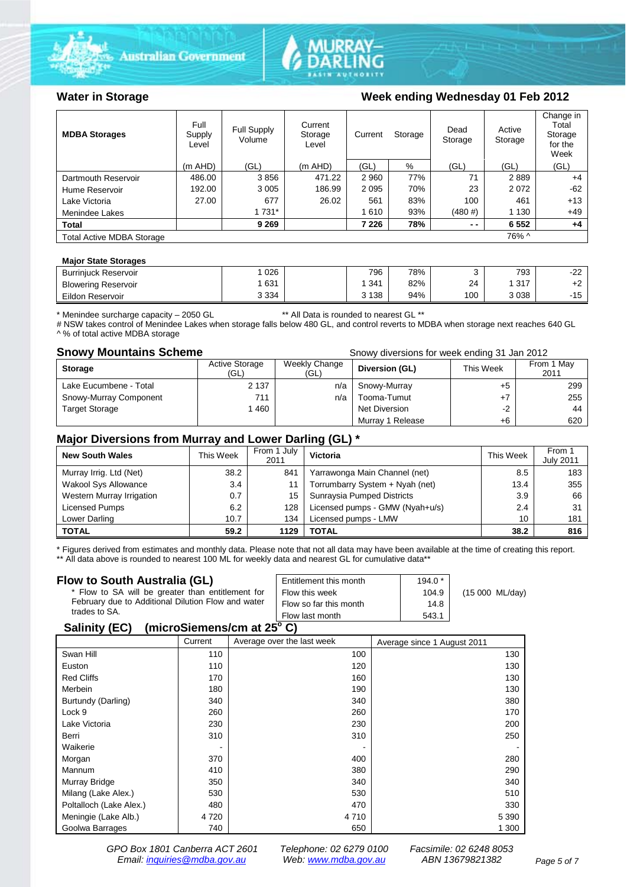## Water in Storage

**Week ending Wednesday 01 Feb 2012**

| MDBA Storages | Full Supply Level | Full Supply Volume | Current Storage Level | Current Storage | | Dead Storage | Active Storage | Change in Total Storage for the Week |
|---|---|---|---|---|---|---|---|---|
| | (m AHD) | (GL) | (m AHD) | (GL) | % | (GL) | (GL) | (GL) |
| Dartmouth Reservoir | 486.00 | 3 856 | 471.22 | 2 960 | 77% | 71 | 2 889 | +4 |
| Hume Reservoir | 192.00 | 3 005 | 186.99 | 2 095 | 70% | 23 | 2 072 | -62 |
| Lake Victoria | 27.00 | 677 | 26.02 | 561 | 83% | 100 | 461 | +13 |
| Menindee Lakes | | 1 731* | | 1 610 | 93% | (480 #) | 1 130 | +49 |
| **Total** | | **9 269** | | **7 226** | **78%** | **- -** | **6 552** | **+4** |
| Total Active MDBA Storage | | | | | | | 76% ^ | |

**Major State Storages**

| | Full Supply Volume (GL) | | Current Storage (GL) | % | Dead Storage (GL) | Active Storage (GL) | Change (GL) |
|---|---|---|---|---|---|---|---|
| Burrinjuck Reservoir | 1 026 | | 796 | 78% | 3 | 793 | -22 |
| Blowering Reservoir | 1 631 | | 1 341 | 82% | 24 | 1 317 | +2 |
| Eildon Reservoir | 3 334 | | 3 138 | 94% | 100 | 3 038 | -15 |

\* Menindee surcharge capacity – 2050 GL ** All Data is rounded to nearest GL **
# NSW takes control of Menindee Lakes when storage falls below 480 GL, and control reverts to MDBA when storage next reaches 640 GL
^ % of total active MDBA storage

## Snowy Mountains Scheme

Snowy diversions for week ending 31 Jan 2012

| Storage | Active Storage (GL) | Weekly Change (GL) | Diversion (GL) | This Week | From 1 May 2011 |
|---|---|---|---|---|---|
| Lake Eucumbene - Total | 2 137 | n/a | Snowy-Murray | +5 | 299 |
| Snowy-Murray Component | 711 | n/a | Tooma-Tumut | +7 | 255 |
| Target Storage | 1 460 | | Net Diversion | -2 | 44 |
| | | | Murray 1 Release | +6 | 620 |

## Major Diversions from Murray and Lower Darling (GL) *

| New South Wales | This Week | From 1 July 2011 | Victoria | This Week | From 1 July 2011 |
|---|---|---|---|---|---|
| Murray Irrig. Ltd (Net) | 38.2 | 841 | Yarrawonga Main Channel (net) | 8.5 | 183 |
| Wakool Sys Allowance | 3.4 | 11 | Torrumbarry System + Nyah (net) | 13.4 | 355 |
| Western Murray Irrigation | 0.7 | 15 | Sunraysia Pumped Districts | 3.9 | 66 |
| Licensed Pumps | 6.2 | 128 | Licensed pumps - GMW (Nyah+u/s) | 2.4 | 31 |
| Lower Darling | 10.7 | 134 | Licensed pumps - LMW | 10 | 181 |
| **TOTAL** | **59.2** | **1129** | **TOTAL** | **38.2** | **816** |

\* Figures derived from estimates and monthly data. Please note that not all data may have been available at the time of creating this report.
** All data above is rounded to nearest 100 ML for weekly data and nearest GL for cumulative data**

## Flow to South Australia (GL)

\* Flow to SA will be greater than entitlement for February due to Additional Dilution Flow and water trades to SA.

| | | |
|---|---|---|
| Entitlement this month | 194.0 * | |
| Flow this week | 104.9 | (15 000 ML/day) |
| Flow so far this month | 14.8 | |
| Flow last month | 543.1 | |

## Salinity (EC) (microSiemens/cm at 25° C)

| | Current | Average over the last week | Average since 1 August 2011 |
|---|---|---|---|
| Swan Hill | 110 | 100 | 130 |
| Euston | 110 | 120 | 130 |
| Red Cliffs | 170 | 160 | 130 |
| Merbein | 180 | 190 | 130 |
| Burtundy (Darling) | 340 | 340 | 380 |
| Lock 9 | 260 | 260 | 170 |
| Lake Victoria | 230 | 230 | 200 |
| Berri | 310 | 310 | 250 |
| Waikerie | - | - | - |
| Morgan | 370 | 400 | 280 |
| Mannum | 410 | 380 | 290 |
| Murray Bridge | 350 | 340 | 340 |
| Milang (Lake Alex.) | 530 | 530 | 510 |
| Poltalloch (Lake Alex.) | 480 | 470 | 330 |
| Meningie (Lake Alb.) | 4 720 | 4 710 | 5 390 |
| Goolwa Barrages | 740 | 650 | 1 300 |

*GPO Box 1801 Canberra ACT 2601 Telephone: 02 6279 0100 Facsimile: 02 6248 8053*
*Email: inquiries@mdba.gov.au Web: www.mdba.gov.au ABN 13679821382*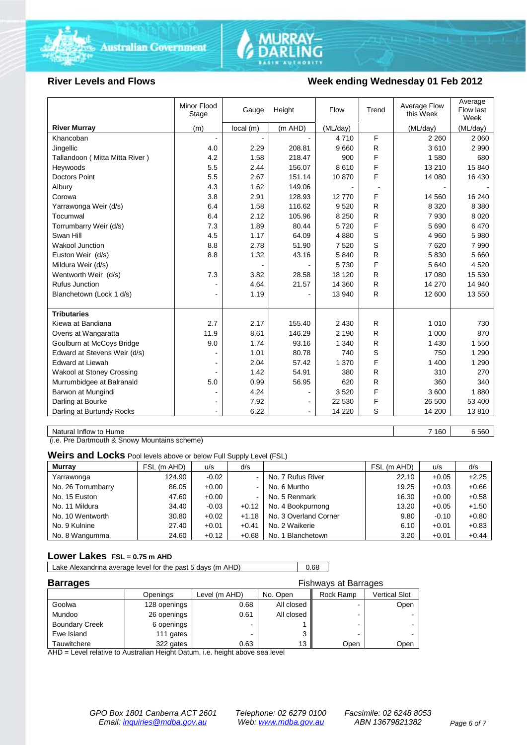## River Levels and Flows

## Week ending Wednesday 01 Feb 2012

| River Murray | Minor Flood Stage (m) | Gauge Height local (m) | Gauge Height (m AHD) | Flow (ML/day) | Trend | Average Flow this Week (ML/day) | Average Flow last Week (ML/day) |
|---|---|---|---|---|---|---|---|
| Khancoban | - | - | - | 4 710 | F | 2 260 | 2 060 |
| Jingellic | 4.0 | 2.29 | 208.81 | 9 660 | R | 3 610 | 2 990 |
| Tallandoon ( Mitta Mitta River ) | 4.2 | 1.58 | 218.47 | 900 | F | 1 580 | 680 |
| Heywoods | 5.5 | 2.44 | 156.07 | 8 610 | F | 13 210 | 15 840 |
| Doctors Point | 5.5 | 2.67 | 151.14 | 10 870 | F | 14 080 | 16 430 |
| Albury | 4.3 | 1.62 | 149.06 | - | - | - | - |
| Corowa | 3.8 | 2.91 | 128.93 | 12 770 | F | 14 560 | 16 240 |
| Yarrawonga Weir (d/s) | 6.4 | 1.58 | 116.62 | 9 520 | R | 8 320 | 8 380 |
| Tocumwal | 6.4 | 2.12 | 105.96 | 8 250 | R | 7 930 | 8 020 |
| Torrumbarry Weir (d/s) | 7.3 | 1.89 | 80.44 | 5 720 | F | 5 690 | 6 470 |
| Swan Hill | 4.5 | 1.17 | 64.09 | 4 880 | S | 4 960 | 5 980 |
| Wakool Junction | 8.8 | 2.78 | 51.90 | 7 520 | S | 7 620 | 7 990 |
| Euston Weir (d/s) | 8.8 | 1.32 | 43.16 | 5 840 | R | 5 830 | 5 660 |
| Mildura Weir (d/s) | | - | - | 5 730 | F | 5 640 | 4 520 |
| Wentworth Weir (d/s) | 7.3 | 3.82 | 28.58 | 18 120 | R | 17 080 | 15 530 |
| Rufus Junction | - | 4.64 | 21.57 | 14 360 | R | 14 270 | 14 940 |
| Blanchetown (Lock 1 d/s) | - | 1.19 | - | 13 940 | R | 12 600 | 13 550 |
| **Tributaries** | | | | | | | |
| Kiewa at Bandiana | 2.7 | 2.17 | 155.40 | 2 430 | R | 1 010 | 730 |
| Ovens at Wangaratta | 11.9 | 8.61 | 146.29 | 2 190 | R | 1 000 | 870 |
| Goulburn at McCoys Bridge | 9.0 | 1.74 | 93.16 | 1 340 | R | 1 430 | 1 550 |
| Edward at Stevens Weir (d/s) | - | 1.01 | 80.78 | 740 | S | 750 | 1 290 |
| Edward at Liewah | - | 2.04 | 57.42 | 1 370 | F | 1 400 | 1 290 |
| Wakool at Stoney Crossing | - | 1.42 | 54.91 | 380 | R | 310 | 270 |
| Murrumbidgee at Balranald | 5.0 | 0.99 | 56.95 | 620 | R | 360 | 340 |
| Barwon at Mungindi | - | 4.24 | - | 3 520 | F | 3 600 | 1 880 |
| Darling at Bourke | - | 7.92 | - | 22 530 | F | 26 500 | 53 400 |
| Darling at Burtundy Rocks | - | 6.22 | - | 14 220 | S | 14 200 | 13 810 |

| | This Week | Last Week |
|---|---|---|
| Natural Inflow to Hume | 7 160 | 6 560 |

(i.e. Pre Dartmouth & Snowy Mountains scheme)

### Weirs and Locks Pool levels above or below Full Supply Level (FSL)

| Murray | FSL (m AHD) | u/s | d/s | | FSL (m AHD) | u/s | d/s |
|---|---|---|---|---|---|---|---|
| Yarrawonga | 124.90 | -0.02 | - | No. 7 Rufus River | 22.10 | +0.05 | +2.25 |
| No. 26 Torrumbarry | 86.05 | +0.00 | - | No. 6 Murtho | 19.25 | +0.03 | +0.66 |
| No. 15 Euston | 47.60 | +0.00 | - | No. 5 Renmark | 16.30 | +0.00 | +0.58 |
| No. 11 Mildura | 34.40 | -0.03 | +0.12 | No. 4 Bookpurnong | 13.20 | +0.05 | +1.50 |
| No. 10 Wentworth | 30.80 | +0.02 | +1.18 | No. 3 Overland Corner | 9.80 | -0.10 | +0.80 |
| No. 9 Kulnine | 27.40 | +0.01 | +0.41 | No. 2 Waikerie | 6.10 | +0.01 | +0.83 |
| No. 8 Wangumma | 24.60 | +0.12 | +0.68 | No. 1 Blanchetown | 3.20 | +0.01 | +0.44 |

### Lower Lakes FSL = 0.75 m AHD

| | |
|---|---|
| Lake Alexandrina average level for the past 5 days (m AHD) | 0.68 |

### Barrages

| | Openings | Level (m AHD) | No. Open | Fishways at Barrages: Rock Ramp | Fishways at Barrages: Vertical Slot |
|---|---|---|---|---|---|
| Goolwa | 128 openings | 0.68 | All closed | - | Open |
| Mundoo | 26 openings | 0.61 | All closed | - | - |
| Boundary Creek | 6 openings | - | 1 | - | - |
| Ewe Island | 111 gates | - | 3 | - | - |
| Tauwitchere | 322 gates | 0.63 | 13 | Open | Open |

AHD = Level relative to Australian Height Datum, i.e. height above sea level

GPO Box 1801 Canberra ACT 2601  
Email: inquiries@mdba.gov.au  
Telephone: 02 6279 0100  
Web: www.mdba.gov.au  
Facsimile: 02 6248 8053  
ABN 13679821382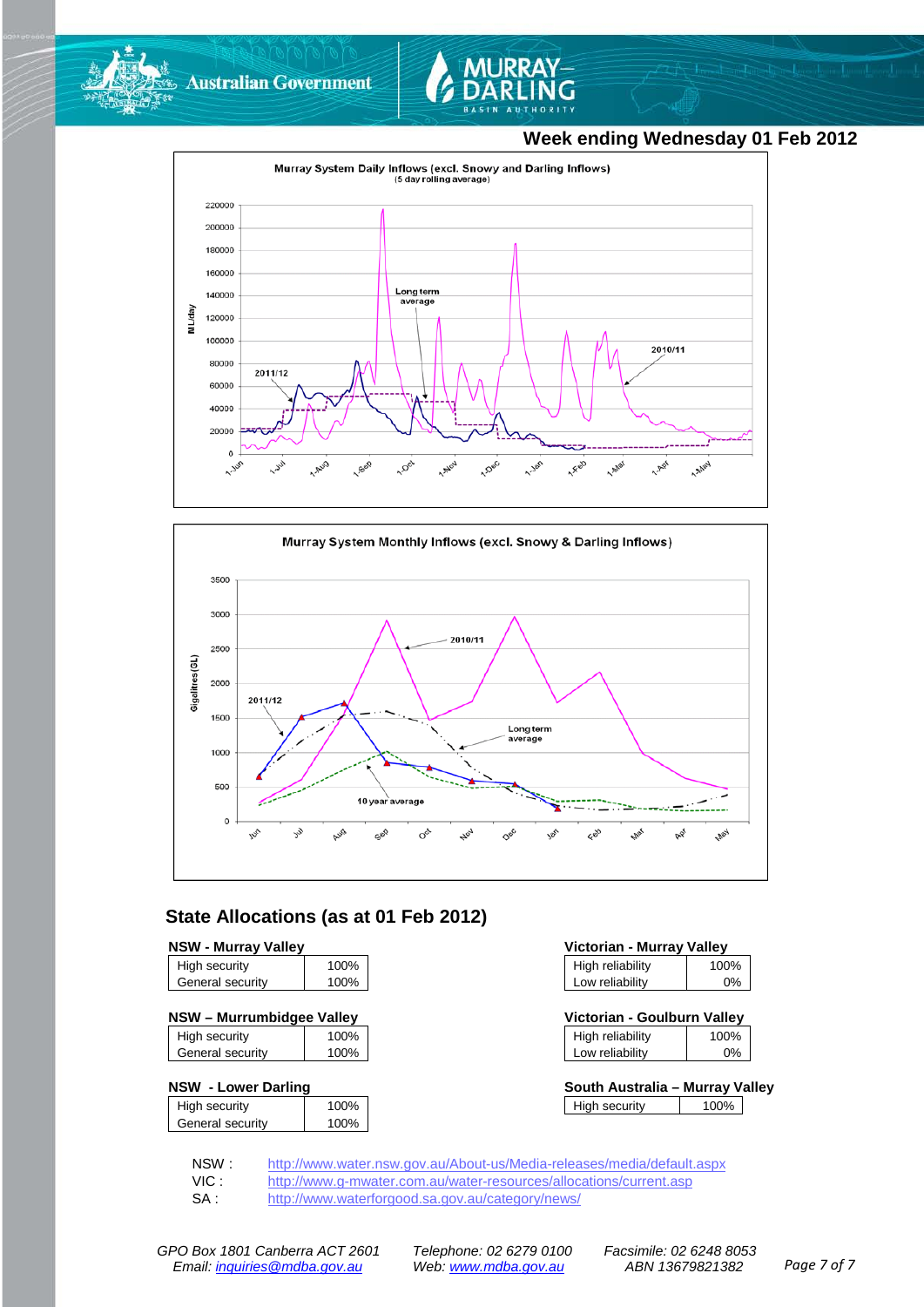**Week ending Wednesday 01 Feb 2012**

Murray System Daily Inflows (excl. Snowy and Darling Inflows)
(5 day rolling average)

ML/day

220000
200000
180000
160000
140000
120000
100000
80000
60000
40000
20000
0

Long term average
2011/12
2010/11

1-Jun 1-Jul 1-Aug 1-Sep 1-Oct 1-Nov 1-Dec 1-Jan 1-Feb 1-Mar 1-Apr 1-May

Murray System Monthly Inflows (excl. Snowy & Darling Inflows)

Gigalitres (GL)

3500
3000
2500
2000
1500
1000
500
0

2010/11
2011/12
Long term average
10 year average

Jun Jul Aug Sep Oct Nov Dec Jan Feb Mar Apr May

## State Allocations (as at 01 Feb 2012)

**NSW - Murray Valley**

| | |
|---|---|
| High security | 100% |
| General security | 100% |

**NSW – Murrumbidgee Valley**

| | |
|---|---|
| High security | 100% |
| General security | 100% |

**NSW - Lower Darling**

| | |
|---|---|
| High security | 100% |
| General security | 100% |

**Victorian - Murray Valley**

| | |
|---|---|
| High reliability | 100% |
| Low reliability | 0% |

**Victorian - Goulburn Valley**

| | |
|---|---|
| High reliability | 100% |
| Low reliability | 0% |

**South Australia – Murray Valley**

| | |
|---|---|
| High security | 100% |

NSW : http://www.water.nsw.gov.au/About-us/Media-releases/media/default.aspx
VIC : http://www.g-mwater.com.au/water-resources/allocations/current.asp
SA : http://www.waterforgood.sa.gov.au/category/news/

*GPO Box 1801 Canberra ACT 2601 Telephone: 02 6279 0100 Facsimile: 02 6248 8053*
*Email: inquiries@mdba.gov.au Web: www.mdba.gov.au ABN 13679821382*